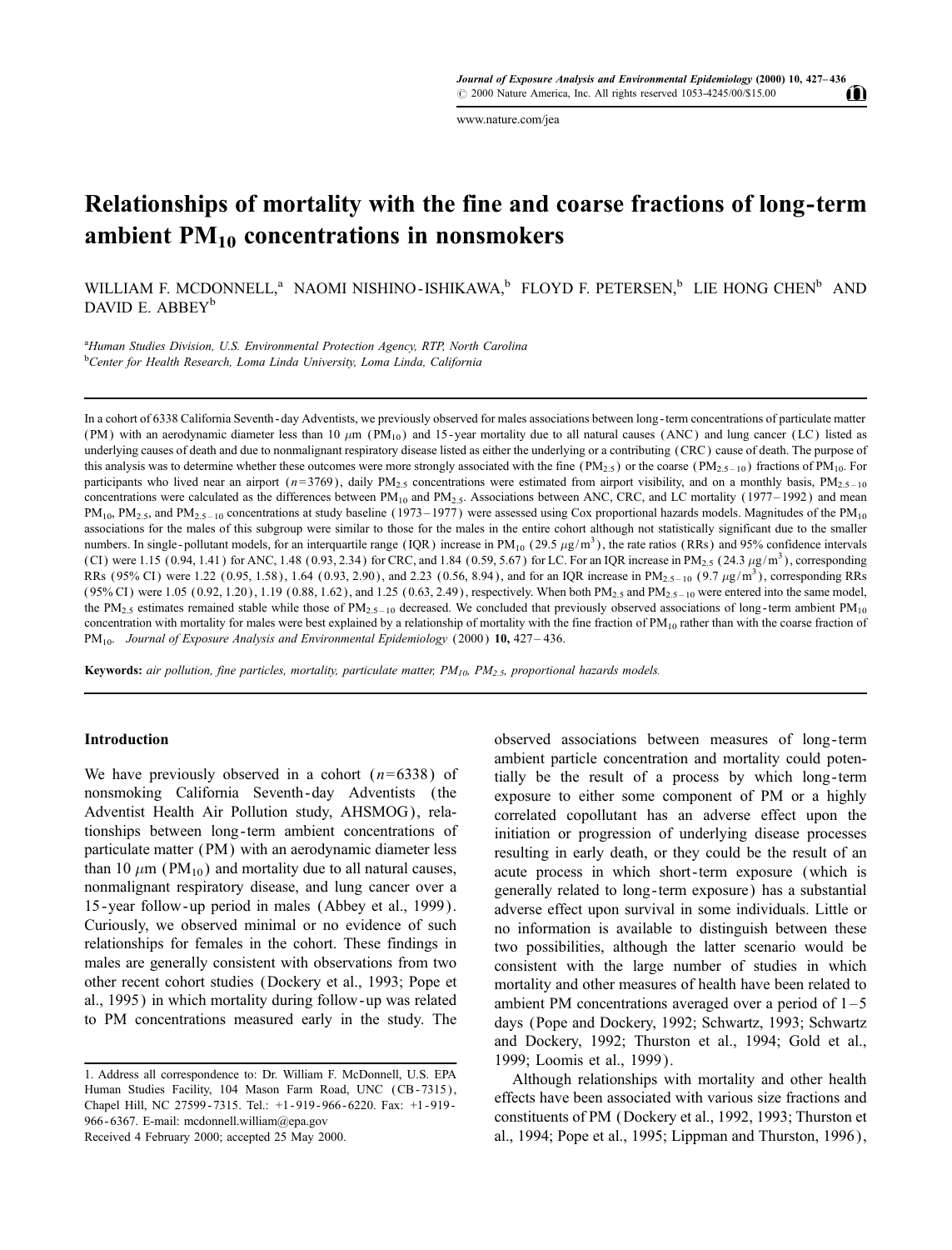# Relationships of mortality with the fine and coarse fractions of long-term ambient $PM_{10}$ concentrations in nonsmokers

WILLIAM F. MCDONNELL,[a] NAOMI NISHINO-ISHIKAWA,[b] FLOYD F. PETERSEN,[b] LIE HONG CHEN[b] AND DAVID E. ABBEY[b]

[a]*Human Studies Division, U.S. Environmental Protection Agency, RTP, North Carolina*
[b]*Center for Health Research, Loma Linda University, Loma Linda, California*

In a cohort of 6338 California Seventh-day Adventists, we previously observed for males associations between long-term concentrations of particulate matter (PM) with an aerodynamic diameter less than 10 $\mu$m ($PM_{10}$) and 15-year mortality due to all natural causes (ANC) and lung cancer (LC) listed as underlying causes of death and due to nonmalignant respiratory disease listed as either the underlying or a contributing (CRC) cause of death. The purpose of this analysis was to determine whether these outcomes were more strongly associated with the fine ($PM_{2.5}$) or the coarse ($PM_{2.5-10}$) fractions of $PM_{10}$. For participants who lived near an airport ($n$=3769), daily $PM_{2.5}$ concentrations were estimated from airport visibility, and on a monthly basis, $PM_{2.5-10}$ concentrations were calculated as the differences between $PM_{10}$ and $PM_{2.5}$. Associations between ANC, CRC, and LC mortality (1977–1992) and mean $PM_{10}$, $PM_{2.5}$, and $PM_{2.5-10}$ concentrations at study baseline (1973–1977) were assessed using Cox proportional hazards models. Magnitudes of the $PM_{10}$ associations for the males of this subgroup were similar to those for the males in the entire cohort although not statistically significant due to the smaller numbers. In single-pollutant models, for an interquartile range (IQR) increase in $PM_{10}$ (29.5 $\mu g/m^3$), the rate ratios (RRs) and 95% confidence intervals (CI) were 1.15 (0.94, 1.41) for ANC, 1.48 (0.93, 2.34) for CRC, and 1.84 (0.59, 5.67) for LC. For an IQR increase in $PM_{2.5}$ (24.3 $\mu g/m^3$), corresponding RRs (95% CI) were 1.22 (0.95, 1.58), 1.64 (0.93, 2.90), and 2.23 (0.56, 8.94), and for an IQR increase in $PM_{2.5-10}$ (9.7 $\mu g/m^3$), corresponding RRs (95% CI) were 1.05 (0.92, 1.20), 1.19 (0.88, 1.62), and 1.25 (0.63, 2.49), respectively. When both $PM_{2.5}$ and $PM_{2.5-10}$ were entered into the same model, the $PM_{2.5}$ estimates remained stable while those of $PM_{2.5-10}$ decreased. We concluded that previously observed associations of long-term ambient $PM_{10}$ concentration with mortality for males were best explained by a relationship of mortality with the fine fraction of $PM_{10}$ rather than with the coarse fraction of $PM_{10}$. *Journal of Exposure Analysis and Environmental Epidemiology* (2000) **10,** 427–436.

**Keywords:** *air pollution, fine particles, mortality, particulate matter, $PM_{10}$, $PM_{2.5}$, proportional hazards models.*

## Introduction

We have previously observed in a cohort ($n$=6338) of nonsmoking California Seventh-day Adventists (the Adventist Health Air Pollution study, AHSMOG), relationships between long-term ambient concentrations of particulate matter (PM) with an aerodynamic diameter less than 10 $\mu$m ($PM_{10}$) and mortality due to all natural causes, nonmalignant respiratory disease, and lung cancer over a 15-year follow-up period in males (Abbey et al., 1999). Curiously, we observed minimal or no evidence of such relationships for females in the cohort. These findings in males are generally consistent with observations from two other recent cohort studies (Dockery et al., 1993; Pope et al., 1995) in which mortality during follow-up was related to PM concentrations measured early in the study. The observed associations between measures of long-term ambient particle concentration and mortality could potentially be the result of a process by which long-term exposure to either some component of PM or a highly correlated copollutant has an adverse effect upon the initiation or progression of underlying disease processes resulting in early death, or they could be the result of an acute process in which short-term exposure (which is generally related to long-term exposure) has a substantial adverse effect upon survival in some individuals. Little or no information is available to distinguish between these two possibilities, although the latter scenario would be consistent with the large number of studies in which mortality and other measures of health have been related to ambient PM concentrations averaged over a period of 1–5 days (Pope and Dockery, 1992; Schwartz, 1993; Schwartz and Dockery, 1992; Thurston et al., 1994; Gold et al., 1999; Loomis et al., 1999).

Although relationships with mortality and other health effects have been associated with various size fractions and constituents of PM (Dockery et al., 1992, 1993; Thurston et al., 1994; Pope et al., 1995; Lippman and Thurston, 1996),

1. Address all correspondence to: Dr. William F. McDonnell, U.S. EPA Human Studies Facility, 104 Mason Farm Road, UNC (CB-7315), Chapel Hill, NC 27599-7315. Tel.: +1-919-966-6220. Fax: +1-919-966-6367. E-mail: mcdonnell.william@epa.gov

Received 4 February 2000; accepted 25 May 2000.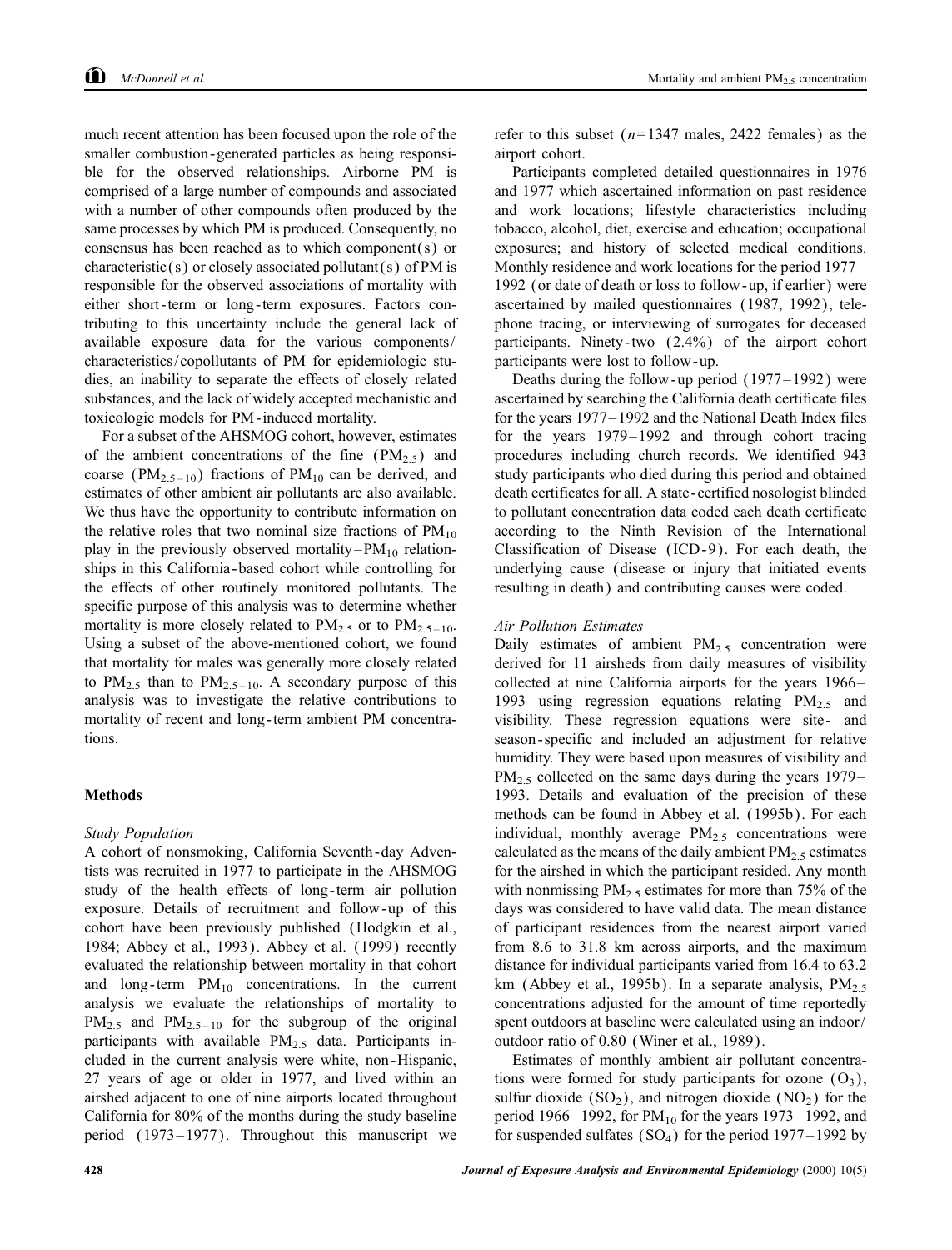much recent attention has been focused upon the role of the smaller combustion-generated particles as being responsible for the observed relationships. Airborne PM is comprised of a large number of compounds and associated with a number of other compounds often produced by the same processes by which PM is produced. Consequently, no consensus has been reached as to which component(s) or characteristic(s) or closely associated pollutant(s) of PM is responsible for the observed associations of mortality with either short-term or long-term exposures. Factors contributing to this uncertainty include the general lack of available exposure data for the various components/characteristics/copollutants of PM for epidemiologic studies, an inability to separate the effects of closely related substances, and the lack of widely accepted mechanistic and toxicologic models for PM-induced mortality.

For a subset of the AHSMOG cohort, however, estimates of the ambient concentrations of the fine ($PM_{2.5}$) and coarse ($PM_{2.5-10}$) fractions of $PM_{10}$ can be derived, and estimates of other ambient air pollutants are also available. We thus have the opportunity to contribute information on the relative roles that two nominal size fractions of $PM_{10}$ play in the previously observed mortality–$PM_{10}$ relationships in this California-based cohort while controlling for the effects of other routinely monitored pollutants. The specific purpose of this analysis was to determine whether mortality is more closely related to $PM_{2.5}$ or to $PM_{2.5-10}$. Using a subset of the above-mentioned cohort, we found that mortality for males was generally more closely related to $PM_{2.5}$ than to $PM_{2.5-10}$. A secondary purpose of this analysis was to investigate the relative contributions to mortality of recent and long-term ambient PM concentrations.

## Methods

### *Study Population*

A cohort of nonsmoking, California Seventh-day Adventists was recruited in 1977 to participate in the AHSMOG study of the health effects of long-term air pollution exposure. Details of recruitment and follow-up of this cohort have been previously published (Hodgkin et al., 1984; Abbey et al., 1993). Abbey et al. (1999) recently evaluated the relationship between mortality in that cohort and long-term $PM_{10}$ concentrations. In the current analysis we evaluate the relationships of mortality to $PM_{2.5}$ and $PM_{2.5-10}$ for the subgroup of the original participants with available $PM_{2.5}$ data. Participants included in the current analysis were white, non-Hispanic, 27 years of age or older in 1977, and lived within an airshed adjacent to one of nine airports located throughout California for 80% of the months during the study baseline period (1973–1977). Throughout this manuscript we refer to this subset ($n$=1347 males, 2422 females) as the airport cohort.

Participants completed detailed questionnaires in 1976 and 1977 which ascertained information on past residence and work locations; lifestyle characteristics including tobacco, alcohol, diet, exercise and education; occupational exposures; and history of selected medical conditions. Monthly residence and work locations for the period 1977–1992 (or date of death or loss to follow-up, if earlier) were ascertained by mailed questionnaires (1987, 1992), telephone tracing, or interviewing of surrogates for deceased participants. Ninety-two (2.4%) of the airport cohort participants were lost to follow-up.

Deaths during the follow-up period (1977–1992) were ascertained by searching the California death certificate files for the years 1977–1992 and the National Death Index files for the years 1979–1992 and through cohort tracing procedures including church records. We identified 943 study participants who died during this period and obtained death certificates for all. A state-certified nosologist blinded to pollutant concentration data coded each death certificate according to the Ninth Revision of the International Classification of Disease (ICD-9). For each death, the underlying cause (disease or injury that initiated events resulting in death) and contributing causes were coded.

### *Air Pollution Estimates*

Daily estimates of ambient $PM_{2.5}$ concentration were derived for 11 airsheds from daily measures of visibility collected at nine California airports for the years 1966–1993 using regression equations relating $PM_{2.5}$ and visibility. These regression equations were site- and season-specific and included an adjustment for relative humidity. They were based upon measures of visibility and $PM_{2.5}$ collected on the same days during the years 1979–1993. Details and evaluation of the precision of these methods can be found in Abbey et al. (1995b). For each individual, monthly average $PM_{2.5}$ concentrations were calculated as the means of the daily ambient $PM_{2.5}$ estimates for the airshed in which the participant resided. Any month with nonmissing $PM_{2.5}$ estimates for more than 75% of the days was considered to have valid data. The mean distance of participant residences from the nearest airport varied from 8.6 to 31.8 km across airports, and the maximum distance for individual participants varied from 16.4 to 63.2 km (Abbey et al., 1995b). In a separate analysis, $PM_{2.5}$ concentrations adjusted for the amount of time reportedly spent outdoors at baseline were calculated using an indoor/outdoor ratio of 0.80 (Winer et al., 1989).

Estimates of monthly ambient air pollutant concentrations were formed for study participants for ozone ($O_3$), sulfur dioxide ($SO_2$), and nitrogen dioxide ($NO_2$) for the period 1966–1992, for $PM_{10}$ for the years 1973–1992, and for suspended sulfates ($SO_4$) for the period 1977–1992 by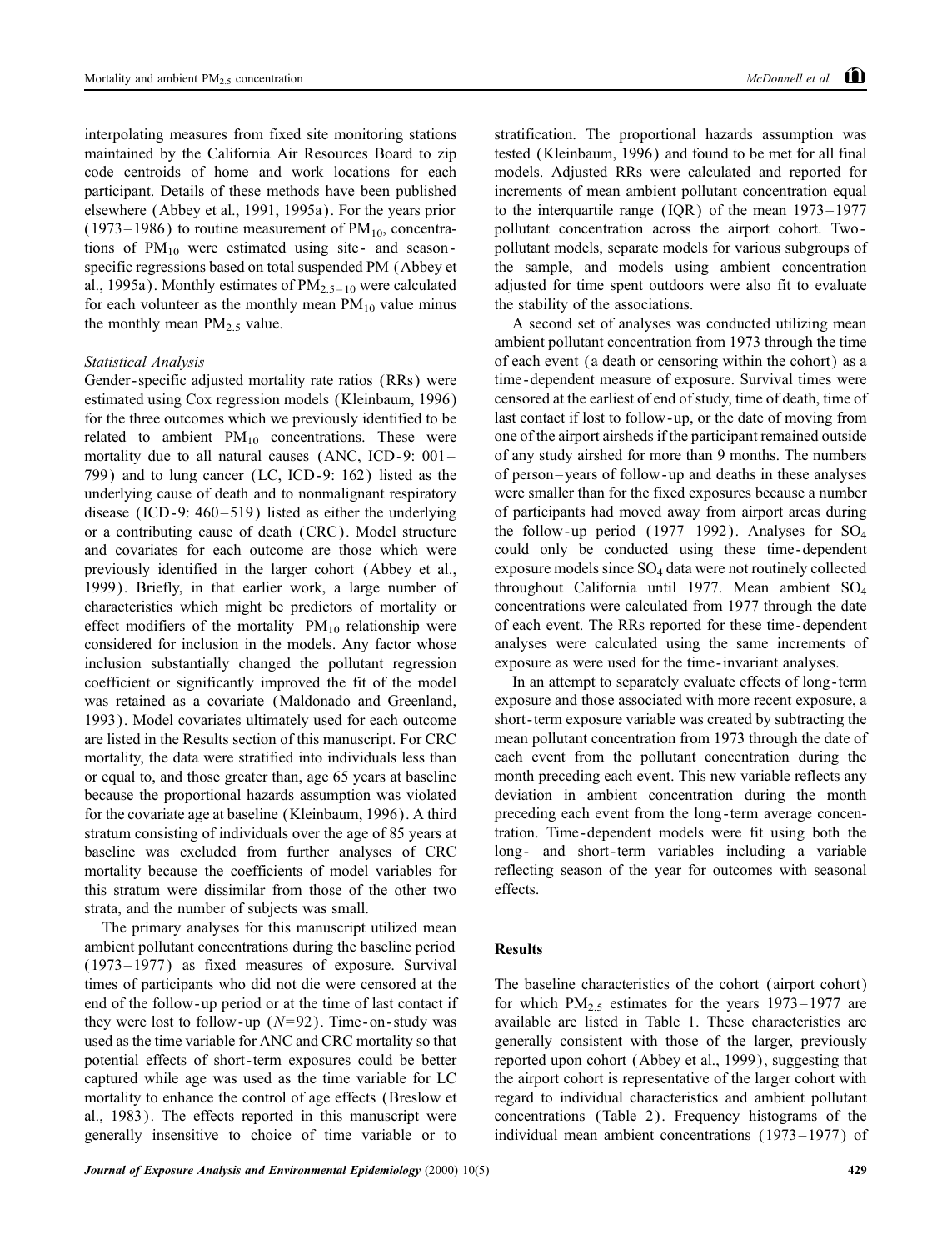interpolating measures from fixed site monitoring stations maintained by the California Air Resources Board to zip code centroids of home and work locations for each participant. Details of these methods have been published elsewhere (Abbey et al., 1991, 1995a). For the years prior (1973–1986) to routine measurement of $PM_{10}$, concentrations of $PM_{10}$ were estimated using site- and season-specific regressions based on total suspended PM (Abbey et al., 1995a). Monthly estimates of $PM_{2.5-10}$ were calculated for each volunteer as the monthly mean $PM_{10}$ value minus the monthly mean $PM_{2.5}$ value.

### *Statistical Analysis*

Gender-specific adjusted mortality rate ratios (RRs) were estimated using Cox regression models (Kleinbaum, 1996) for the three outcomes which we previously identified to be related to ambient $PM_{10}$ concentrations. These were mortality due to all natural causes (ANC, ICD-9: 001–799) and to lung cancer (LC, ICD-9: 162) listed as the underlying cause of death and to nonmalignant respiratory disease (ICD-9: 460–519) listed as either the underlying or a contributing cause of death (CRC). Model structure and covariates for each outcome are those which were previously identified in the larger cohort (Abbey et al., 1999). Briefly, in that earlier work, a large number of characteristics which might be predictors of mortality or effect modifiers of the mortality–$PM_{10}$ relationship were considered for inclusion in the models. Any factor whose inclusion substantially changed the pollutant regression coefficient or significantly improved the fit of the model was retained as a covariate (Maldonado and Greenland, 1993). Model covariates ultimately used for each outcome are listed in the Results section of this manuscript. For CRC mortality, the data were stratified into individuals less than or equal to, and those greater than, age 65 years at baseline because the proportional hazards assumption was violated for the covariate age at baseline (Kleinbaum, 1996). A third stratum consisting of individuals over the age of 85 years at baseline was excluded from further analyses of CRC mortality because the coefficients of model variables for this stratum were dissimilar from those of the other two strata, and the number of subjects was small.

The primary analyses for this manuscript utilized mean ambient pollutant concentrations during the baseline period (1973–1977) as fixed measures of exposure. Survival times of participants who did not die were censored at the end of the follow-up period or at the time of last contact if they were lost to follow-up ($N$=92). Time-on-study was used as the time variable for ANC and CRC mortality so that potential effects of short-term exposures could be better captured while age was used as the time variable for LC mortality to enhance the control of age effects (Breslow et al., 1983). The effects reported in this manuscript were generally insensitive to choice of time variable or to stratification. The proportional hazards assumption was tested (Kleinbaum, 1996) and found to be met for all final models. Adjusted RRs were calculated and reported for increments of mean ambient pollutant concentration equal to the interquartile range (IQR) of the mean 1973–1977 pollutant concentration across the airport cohort. Two-pollutant models, separate models for various subgroups of the sample, and models using ambient concentration adjusted for time spent outdoors were also fit to evaluate the stability of the associations.

A second set of analyses was conducted utilizing mean ambient pollutant concentration from 1973 through the time of each event (a death or censoring within the cohort) as a time-dependent measure of exposure. Survival times were censored at the earliest of end of study, time of death, time of last contact if lost to follow-up, or the date of moving from one of the airport airsheds if the participant remained outside of any study airshed for more than 9 months. The numbers of person–years of follow-up and deaths in these analyses were smaller than for the fixed exposures because a number of participants had moved away from airport areas during the follow-up period (1977–1992). Analyses for $SO_4$ could only be conducted using these time-dependent exposure models since $SO_4$ data were not routinely collected throughout California until 1977. Mean ambient $SO_4$ concentrations were calculated from 1977 through the date of each event. The RRs reported for these time-dependent analyses were calculated using the same increments of exposure as were used for the time-invariant analyses.

In an attempt to separately evaluate effects of long-term exposure and those associated with more recent exposure, a short-term exposure variable was created by subtracting the mean pollutant concentration from 1973 through the date of each event from the pollutant concentration during the month preceding each event. This new variable reflects any deviation in ambient concentration during the month preceding each event from the long-term average concentration. Time-dependent models were fit using both the long- and short-term variables including a variable reflecting season of the year for outcomes with seasonal effects.

## Results

The baseline characteristics of the cohort (airport cohort) for which $PM_{2.5}$ estimates for the years 1973–1977 are available are listed in Table 1. These characteristics are generally consistent with those of the larger, previously reported upon cohort (Abbey et al., 1999), suggesting that the airport cohort is representative of the larger cohort with regard to individual characteristics and ambient pollutant concentrations (Table 2). Frequency histograms of the individual mean ambient concentrations (1973–1977) of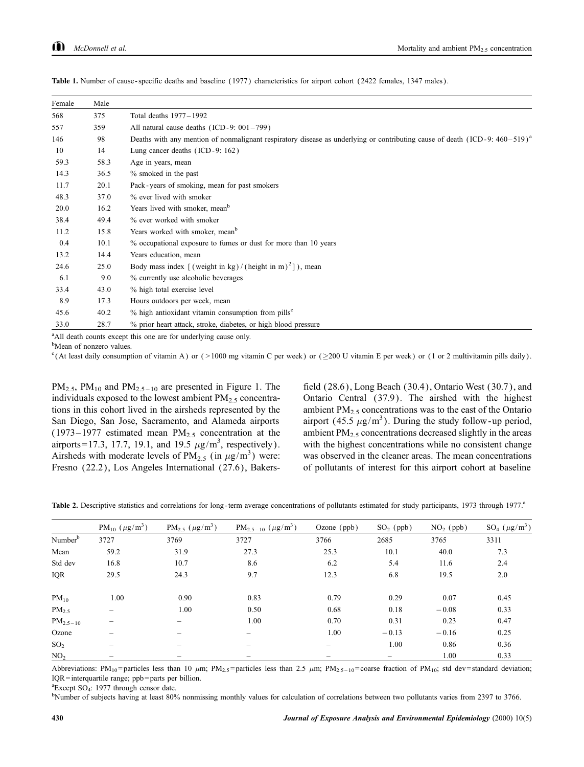**Table 1.** Number of cause-specific deaths and baseline (1977) characteristics for airport cohort (2422 females, 1347 males).

| Female | Male | |
|---|---|---|
| 568 | 375 | Total deaths 1977–1992 |
| 557 | 359 | All natural cause deaths (ICD-9: 001–799) |
| 146 | 98 | Deaths with any mention of nonmalignant respiratory disease as underlying or contributing cause of death (ICD-9: 460–519)[a] |
| 10 | 14 | Lung cancer deaths (ICD-9: 162) |
| 59.3 | 58.3 | Age in years, mean |
| 14.3 | 36.5 | % smoked in the past |
| 11.7 | 20.1 | Pack-years of smoking, mean for past smokers |
| 48.3 | 37.0 | % ever lived with smoker |
| 20.0 | 16.2 | Years lived with smoker, mean[b] |
| 38.4 | 49.4 | % ever worked with smoker |
| 11.2 | 15.8 | Years worked with smoker, mean[b] |
| 0.4 | 10.1 | % occupational exposure to fumes or dust for more than 10 years |
| 13.2 | 14.4 | Years education, mean |
| 24.6 | 25.0 | Body mass index [(weight in kg)/(height in m)$^2$]), mean |
| 6.1 | 9.0 | % currently use alcoholic beverages |
| 33.4 | 43.0 | % high total exercise level |
| 8.9 | 17.3 | Hours outdoors per week, mean |
| 45.6 | 40.2 | % high antioxidant vitamin consumption from pills[c] |
| 33.0 | 28.7 | % prior heart attack, stroke, diabetes, or high blood pressure |

[a]All death counts except this one are for underlying cause only.
[b]Mean of nonzero values.
[c](At least daily consumption of vitamin A) or (>1000 mg vitamin C per week) or (≥200 U vitamin E per week) or (1 or 2 multivitamin pills daily).

$PM_{2.5}$, $PM_{10}$ and $PM_{2.5-10}$ are presented in Figure 1. The individuals exposed to the lowest ambient $PM_{2.5}$ concentrations in this cohort lived in the airsheds represented by the San Diego, San Jose, Sacramento, and Alameda airports (1973–1977 estimated mean $PM_{2.5}$ concentration at the airports=17.3, 17.7, 19.1, and 19.5 $\mu g/m^3$, respectively). Airsheds with moderate levels of $PM_{2.5}$ (in $\mu g/m^3$) were: Fresno (22.2), Los Angeles International (27.6), Bakersfield (28.6), Long Beach (30.4), Ontario West (30.7), and Ontario Central (37.9). The airshed with the highest ambient $PM_{2.5}$ concentrations was to the east of the Ontario airport (45.5 $\mu g/m^3$). During the study follow-up period, ambient $PM_{2.5}$ concentrations decreased slightly in the areas with the highest concentrations while no consistent change was observed in the cleaner areas. The mean concentrations of pollutants of interest for this airport cohort at baseline

**Table 2.** Descriptive statistics and correlations for long-term average concentrations of pollutants estimated for study participants, 1973 through 1977.[a]

| | $PM_{10}$ ($\mu g/m^3$) | $PM_{2.5}$ ($\mu g/m^3$) | $PM_{2.5-10}$ ($\mu g/m^3$) | Ozone (ppb) | $SO_2$ (ppb) | $NO_2$ (ppb) | $SO_4$ ($\mu g/m^3$) |
|---|---|---|---|---|---|---|---|
| Number[b] | 3727 | 3769 | 3727 | 3766 | 2685 | 3765 | 3311 |
| Mean | 59.2 | 31.9 | 27.3 | 25.3 | 10.1 | 40.0 | 7.3 |
| Std dev | 16.8 | 10.7 | 8.6 | 6.2 | 5.4 | 11.6 | 2.4 |
| IQR | 29.5 | 24.3 | 9.7 | 12.3 | 6.8 | 19.5 | 2.0 |
| $PM_{10}$ | 1.00 | 0.90 | 0.83 | 0.79 | 0.29 | 0.07 | 0.45 |
| $PM_{2.5}$ | – | 1.00 | 0.50 | 0.68 | 0.18 | −0.08 | 0.33 |
| $PM_{2.5-10}$ | – | – | 1.00 | 0.70 | 0.31 | 0.23 | 0.47 |
| Ozone | – | – | – | 1.00 | −0.13 | −0.16 | 0.25 |
| $SO_2$ | – | – | – | – | 1.00 | 0.86 | 0.36 |
| $NO_2$ | – | – | – | – | – | 1.00 | 0.33 |

Abbreviations: $PM_{10}$=particles less than 10 $\mu m$; $PM_{2.5}$=particles less than 2.5 $\mu m$; $PM_{2.5-10}$=coarse fraction of $PM_{10}$; std dev=standard deviation; IQR=interquartile range; ppb=parts per billion.
[a]Except $SO_4$: 1977 through censor date.
[b]Number of subjects having at least 80% nonmissing monthly values for calculation of correlations between two pollutants varies from 2397 to 3766.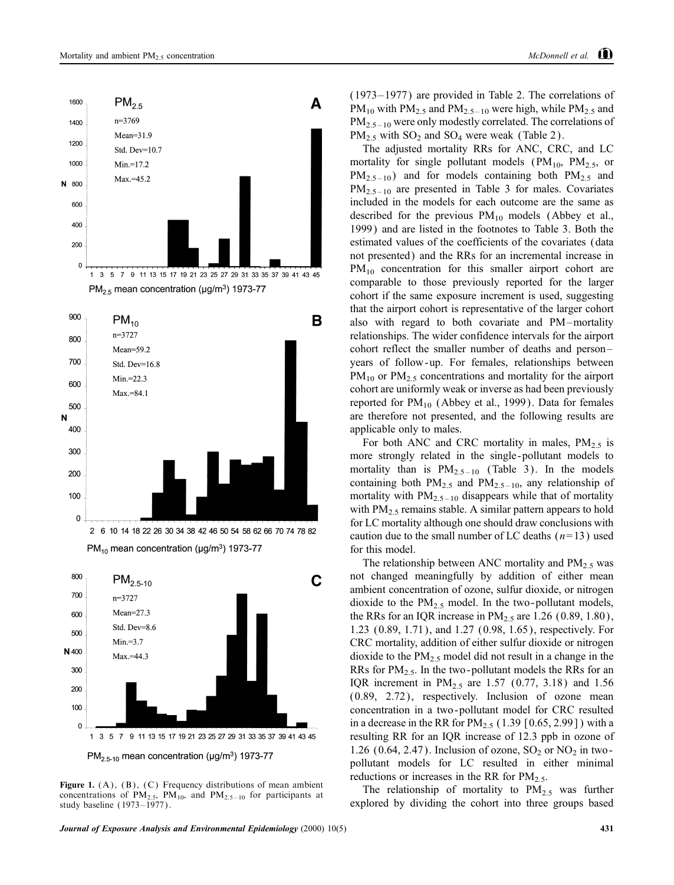(1973–1977) are provided in Table 2. The correlations of $PM_{10}$ with $PM_{2.5}$ and $PM_{2.5-10}$ were high, while $PM_{2.5}$ and $PM_{2.5-10}$ were only modestly correlated. The correlations of $PM_{2.5}$ with $SO_2$ and $SO_4$ were weak (Table 2).

The adjusted mortality RRs for ANC, CRC, and LC mortality for single pollutant models ($PM_{10}$, $PM_{2.5}$, or $PM_{2.5-10}$) and for models containing both $PM_{2.5}$ and $PM_{2.5-10}$ are presented in Table 3 for males. Covariates included in the models for each outcome are the same as described for the previous $PM_{10}$ models (Abbey et al., 1999) and are listed in the footnotes to Table 3. Both the estimated values of the coefficients of the covariates (data not presented) and the RRs for an incremental increase in $PM_{10}$ concentration for this smaller airport cohort are comparable to those previously reported for the larger cohort if the same exposure increment is used, suggesting that the airport cohort is representative of the larger cohort also with regard to both covariate and PM–mortality relationships. The wider confidence intervals for the airport cohort reflect the smaller number of deaths and person–years of follow-up. For females, relationships between $PM_{10}$ or $PM_{2.5}$ concentrations and mortality for the airport cohort are uniformly weak or inverse as had been previously reported for $PM_{10}$ (Abbey et al., 1999). Data for females are therefore not presented, and the following results are applicable only to males.

For both ANC and CRC mortality in males, $PM_{2.5}$ is more strongly related in the single-pollutant models to mortality than is $PM_{2.5-10}$ (Table 3). In the models containing both $PM_{2.5}$ and $PM_{2.5-10}$, any relationship of mortality with $PM_{2.5-10}$ disappears while that of mortality with $PM_{2.5}$ remains stable. A similar pattern appears to hold for LC mortality although one should draw conclusions with caution due to the small number of LC deaths ($n=13$) used for this model.

The relationship between ANC mortality and $PM_{2.5}$ was not changed meaningfully by addition of either mean ambient concentration of ozone, sulfur dioxide, or nitrogen dioxide to the $PM_{2.5}$ model. In the two-pollutant models, the RRs for an IQR increase in $PM_{2.5}$ are 1.26 (0.89, 1.80), 1.23 (0.89, 1.71), and 1.27 (0.98, 1.65), respectively. For CRC mortality, addition of either sulfur dioxide or nitrogen dioxide to the $PM_{2.5}$ model did not result in a change in the RRs for $PM_{2.5}$. In the two-pollutant models the RRs for an IQR increment in $PM_{2.5}$ are 1.57 (0.77, 3.18) and 1.56 (0.89, 2.72), respectively. Inclusion of ozone mean concentration in a two-pollutant model for CRC resulted in a decrease in the RR for $PM_{2.5}$ (1.39 [0.65, 2.99]) with a resulting RR for an IQR increase of 12.3 ppb in ozone of 1.26 (0.64, 2.47). Inclusion of ozone, $SO_2$ or $NO_2$ in two-pollutant models for LC resulted in either minimal reductions or increases in the RR for $PM_{2.5}$.

The relationship of mortality to $PM_{2.5}$ was further explored by dividing the cohort into three groups based

**Figure 1.** (A), (B), (C) Frequency distributions of mean ambient concentrations of $PM_{2.5}$, $PM_{10}$, and $PM_{2.5-10}$ for participants at study baseline (1973–1977).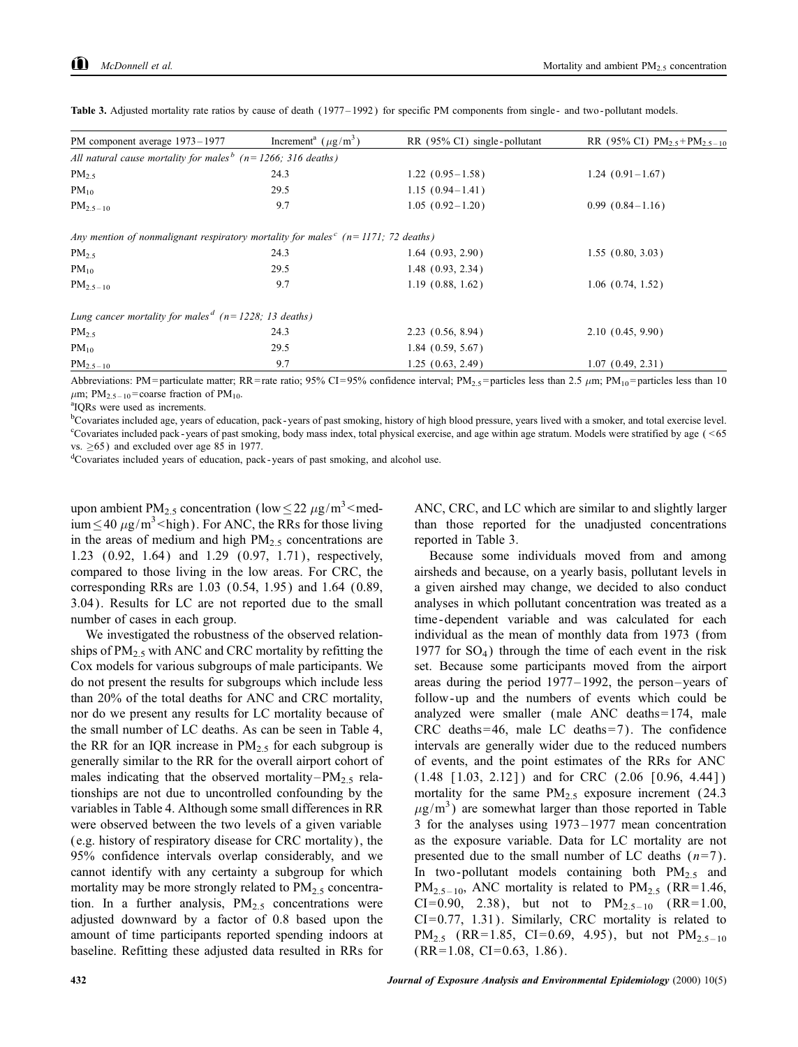**Table 3.** Adjusted mortality rate ratios by cause of death (1977–1992) for specific PM components from single- and two-pollutant models.

| PM component average 1973–1977 | Increment[a] ($\mu g/m^3$) | RR (95% CI) single-pollutant | RR (95% CI) $PM_{2.5}$+$PM_{2.5-10}$ |
|---|---|---|---|
| *All natural cause mortality for males[b] (n=1266; 316 deaths)* | | | |
| $PM_{2.5}$ | 24.3 | 1.22 (0.95–1.58) | 1.24 (0.91–1.67) |
| $PM_{10}$ | 29.5 | 1.15 (0.94–1.41) | |
| $PM_{2.5-10}$ | 9.7 | 1.05 (0.92–1.20) | 0.99 (0.84–1.16) |
| *Any mention of nonmalignant respiratory mortality for males[c] (n=1171; 72 deaths)* | | | |
| $PM_{2.5}$ | 24.3 | 1.64 (0.93, 2.90) | 1.55 (0.80, 3.03) |
| $PM_{10}$ | 29.5 | 1.48 (0.93, 2.34) | |
| $PM_{2.5-10}$ | 9.7 | 1.19 (0.88, 1.62) | 1.06 (0.74, 1.52) |
| *Lung cancer mortality for males[d] (n=1228; 13 deaths)* | | | |
| $PM_{2.5}$ | 24.3 | 2.23 (0.56, 8.94) | 2.10 (0.45, 9.90) |
| $PM_{10}$ | 29.5 | 1.84 (0.59, 5.67) | |
| $PM_{2.5-10}$ | 9.7 | 1.25 (0.63, 2.49) | 1.07 (0.49, 2.31) |

Abbreviations: PM=particulate matter; RR=rate ratio; 95% CI=95% confidence interval; $PM_{2.5}$=particles less than 2.5 $\mu m$; $PM_{10}$=particles less than 10 $\mu m$; $PM_{2.5-10}$=coarse fraction of $PM_{10}$.

[a]IQRs were used as increments.

[b]Covariates included age, years of education, pack-years of past smoking, history of high blood pressure, years lived with a smoker, and total exercise level.

[c]Covariates included pack-years of past smoking, body mass index, total physical exercise, and age within age stratum. Models were stratified by age (<65 vs. $\geq$65) and excluded over age 85 in 1977.

[d]Covariates included years of education, pack-years of past smoking, and alcohol use.

upon ambient $PM_{2.5}$ concentration (low $\leq 22\ \mu g/m^3 <$ medium $\leq 40\ \mu g/m^3 <$ high). For ANC, the RRs for those living in the areas of medium and high $PM_{2.5}$ concentrations are 1.23 (0.92, 1.64) and 1.29 (0.97, 1.71), respectively, compared to those living in the low areas. For CRC, the corresponding RRs are 1.03 (0.54, 1.95) and 1.64 (0.89, 3.04). Results for LC are not reported due to the small number of cases in each group.

We investigated the robustness of the observed relationships of $PM_{2.5}$ with ANC and CRC mortality by refitting the Cox models for various subgroups of male participants. We do not present the results for subgroups which include less than 20% of the total deaths for ANC and CRC mortality, nor do we present any results for LC mortality because of the small number of LC deaths. As can be seen in Table 4, the RR for an IQR increase in $PM_{2.5}$ for each subgroup is generally similar to the RR for the overall airport cohort of males indicating that the observed mortality–$PM_{2.5}$ relationships are not due to uncontrolled confounding by the variables in Table 4. Although some small differences in RR were observed between the two levels of a given variable (e.g. history of respiratory disease for CRC mortality), the 95% confidence intervals overlap considerably, and we cannot identify with any certainty a subgroup for which mortality may be more strongly related to $PM_{2.5}$ concentration. In a further analysis, $PM_{2.5}$ concentrations were adjusted downward by a factor of 0.8 based upon the amount of time participants reported spending indoors at baseline. Refitting these adjusted data resulted in RRs for ANC, CRC, and LC which are similar to and slightly larger than those reported for the unadjusted concentrations reported in Table 3.

Because some individuals moved from and among airsheds and because, on a yearly basis, pollutant levels in a given airshed may change, we decided to also conduct analyses in which pollutant concentration was treated as a time-dependent variable and was calculated for each individual as the mean of monthly data from 1973 (from 1977 for $SO_4$) through the time of each event in the risk set. Because some participants moved from the airport areas during the period 1977–1992, the person–years of follow-up and the numbers of events which could be analyzed were smaller (male ANC deaths=174, male CRC deaths=46, male LC deaths=7). The confidence intervals are generally wider due to the reduced numbers of events, and the point estimates of the RRs for ANC (1.48 [1.03, 2.12]) and for CRC (2.06 [0.96, 4.44]) mortality for the same $PM_{2.5}$ exposure increment (24.3 $\mu g/m^3$) are somewhat larger than those reported in Table 3 for the analyses using 1973–1977 mean concentration as the exposure variable. Data for LC mortality are not presented due to the small number of LC deaths ($n$=7). In two-pollutant models containing both $PM_{2.5}$ and $PM_{2.5-10}$, ANC mortality is related to $PM_{2.5}$ (RR=1.46, CI=0.90, 2.38), but not to $PM_{2.5-10}$ (RR=1.00, CI=0.77, 1.31). Similarly, CRC mortality is related to $PM_{2.5}$ (RR=1.85, CI=0.69, 4.95), but not $PM_{2.5-10}$ (RR=1.08, CI=0.63, 1.86).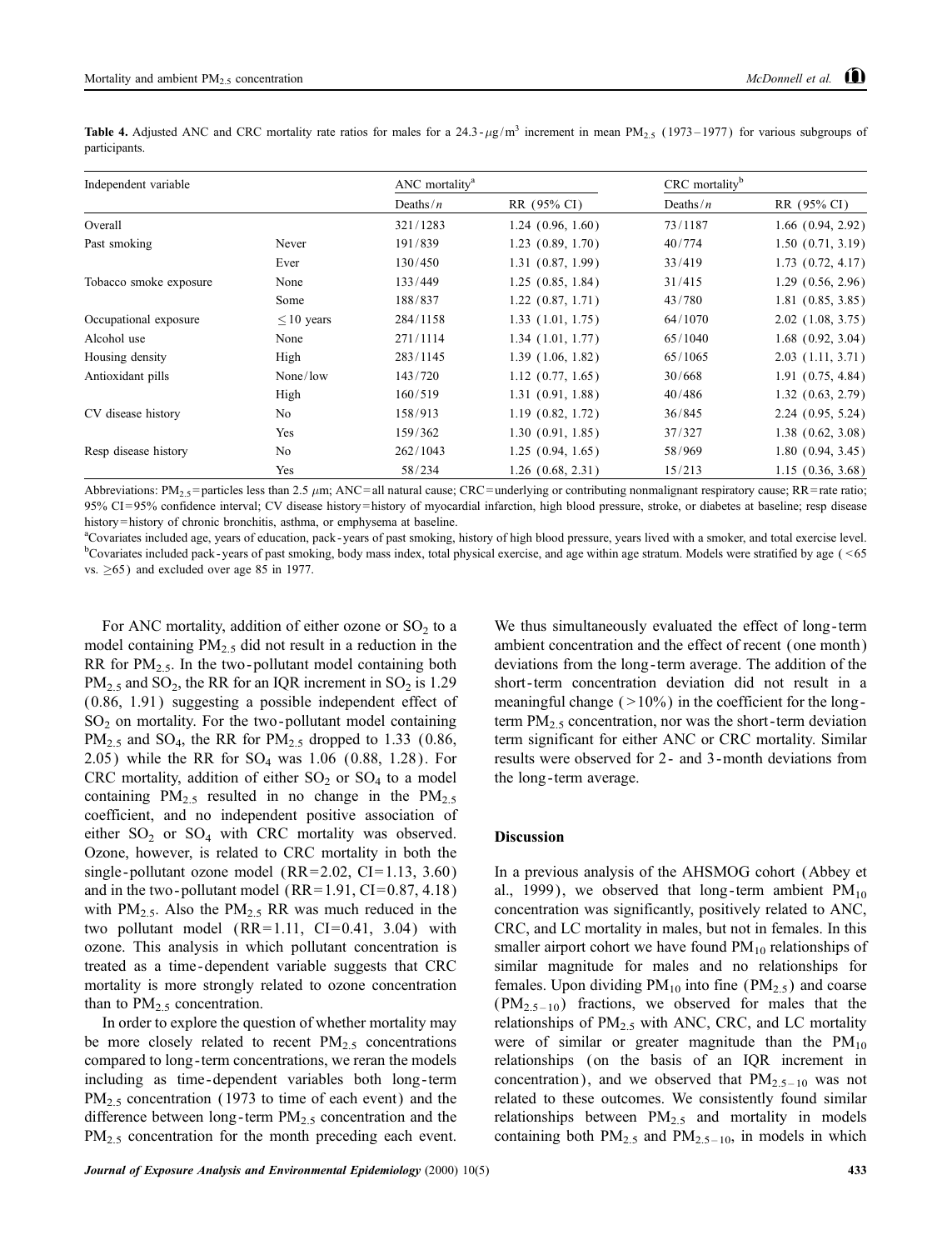**Table 4.** Adjusted ANC and CRC mortality rate ratios for males for a 24.3-$\mu$g/m$^3$ increment in mean $PM_{2.5}$ (1973–1977) for various subgroups of participants.

| Independent variable | | ANC mortality[a] | | CRC mortality[b] | |
|---|---|---|---|---|---|
| | | Deaths/$n$ | RR (95% CI) | Deaths/$n$ | RR (95% CI) |
| Overall | | 321/1283 | 1.24 (0.96, 1.60) | 73/1187 | 1.66 (0.94, 2.92) |
| Past smoking | Never | 191/839 | 1.23 (0.89, 1.70) | 40/774 | 1.50 (0.71, 3.19) |
| | Ever | 130/450 | 1.31 (0.87, 1.99) | 33/419 | 1.73 (0.72, 4.17) |
| Tobacco smoke exposure | None | 133/449 | 1.25 (0.85, 1.84) | 31/415 | 1.29 (0.56, 2.96) |
| | Some | 188/837 | 1.22 (0.87, 1.71) | 43/780 | 1.81 (0.85, 3.85) |
| Occupational exposure | $\leq$10 years | 284/1158 | 1.33 (1.01, 1.75) | 64/1070 | 2.02 (1.08, 3.75) |
| Alcohol use | None | 271/1114 | 1.34 (1.01, 1.77) | 65/1040 | 1.68 (0.92, 3.04) |
| Housing density | High | 283/1145 | 1.39 (1.06, 1.82) | 65/1065 | 2.03 (1.11, 3.71) |
| Antioxidant pills | None/low | 143/720 | 1.12 (0.77, 1.65) | 30/668 | 1.91 (0.75, 4.84) |
| | High | 160/519 | 1.31 (0.91, 1.88) | 40/486 | 1.32 (0.63, 2.79) |
| CV disease history | No | 158/913 | 1.19 (0.82, 1.72) | 36/845 | 2.24 (0.95, 5.24) |
| | Yes | 159/362 | 1.30 (0.91, 1.85) | 37/327 | 1.38 (0.62, 3.08) |
| Resp disease history | No | 262/1043 | 1.25 (0.94, 1.65) | 58/969 | 1.80 (0.94, 3.45) |
| | Yes | 58/234 | 1.26 (0.68, 2.31) | 15/213 | 1.15 (0.36, 3.68) |

Abbreviations: $PM_{2.5}$=particles less than 2.5 $\mu$m; ANC=all natural cause; CRC=underlying or contributing nonmalignant respiratory cause; RR=rate ratio; 95% CI=95% confidence interval; CV disease history=history of myocardial infarction, high blood pressure, stroke, or diabetes at baseline; resp disease history=history of chronic bronchitis, asthma, or emphysema at baseline.

[a]Covariates included age, years of education, pack-years of past smoking, history of high blood pressure, years lived with a smoker, and total exercise level.

[b]Covariates included pack-years of past smoking, body mass index, total physical exercise, and age within age stratum. Models were stratified by age (<65 vs. $\geq$65) and excluded over age 85 in 1977.

For ANC mortality, addition of either ozone or $SO_2$ to a model containing $PM_{2.5}$ did not result in a reduction in the RR for $PM_{2.5}$. In the two-pollutant model containing both $PM_{2.5}$ and $SO_2$, the RR for an IQR increment in $SO_2$ is 1.29 (0.86, 1.91) suggesting a possible independent effect of $SO_2$ on mortality. For the two-pollutant model containing $PM_{2.5}$ and $SO_4$, the RR for $PM_{2.5}$ dropped to 1.33 (0.86, 2.05) while the RR for $SO_4$ was 1.06 (0.88, 1.28). For CRC mortality, addition of either $SO_2$ or $SO_4$ to a model containing $PM_{2.5}$ resulted in no change in the $PM_{2.5}$ coefficient, and no independent positive association of either $SO_2$ or $SO_4$ with CRC mortality was observed. Ozone, however, is related to CRC mortality in both the single-pollutant ozone model (RR=2.02, CI=1.13, 3.60) and in the two-pollutant model (RR=1.91, CI=0.87, 4.18) with $PM_{2.5}$. Also the $PM_{2.5}$ RR was much reduced in the two pollutant model (RR=1.11, CI=0.41, 3.04) with ozone. This analysis in which pollutant concentration is treated as a time-dependent variable suggests that CRC mortality is more strongly related to ozone concentration than to $PM_{2.5}$ concentration.

In order to explore the question of whether mortality may be more closely related to recent $PM_{2.5}$ concentrations compared to long-term concentrations, we reran the models including as time-dependent variables both long-term $PM_{2.5}$ concentration (1973 to time of each event) and the difference between long-term $PM_{2.5}$ concentration and the $PM_{2.5}$ concentration for the month preceding each event. We thus simultaneously evaluated the effect of long-term ambient concentration and the effect of recent (one month) deviations from the long-term average. The addition of the short-term concentration deviation did not result in a meaningful change (>10%) in the coefficient for the long-term $PM_{2.5}$ concentration, nor was the short-term deviation term significant for either ANC or CRC mortality. Similar results were observed for 2- and 3-month deviations from the long-term average.

## Discussion

In a previous analysis of the AHSMOG cohort (Abbey et al., 1999), we observed that long-term ambient $PM_{10}$ concentration was significantly, positively related to ANC, CRC, and LC mortality in males, but not in females. In this smaller airport cohort we have found $PM_{10}$ relationships of similar magnitude for males and no relationships for females. Upon dividing $PM_{10}$ into fine ($PM_{2.5}$) and coarse ($PM_{2.5-10}$) fractions, we observed for males that the relationships of $PM_{2.5}$ with ANC, CRC, and LC mortality were of similar or greater magnitude than the $PM_{10}$ relationships (on the basis of an IQR increment in concentration), and we observed that $PM_{2.5-10}$ was not related to these outcomes. We consistently found similar relationships between $PM_{2.5}$ and mortality in models containing both $PM_{2.5}$ and $PM_{2.5-10}$, in models in which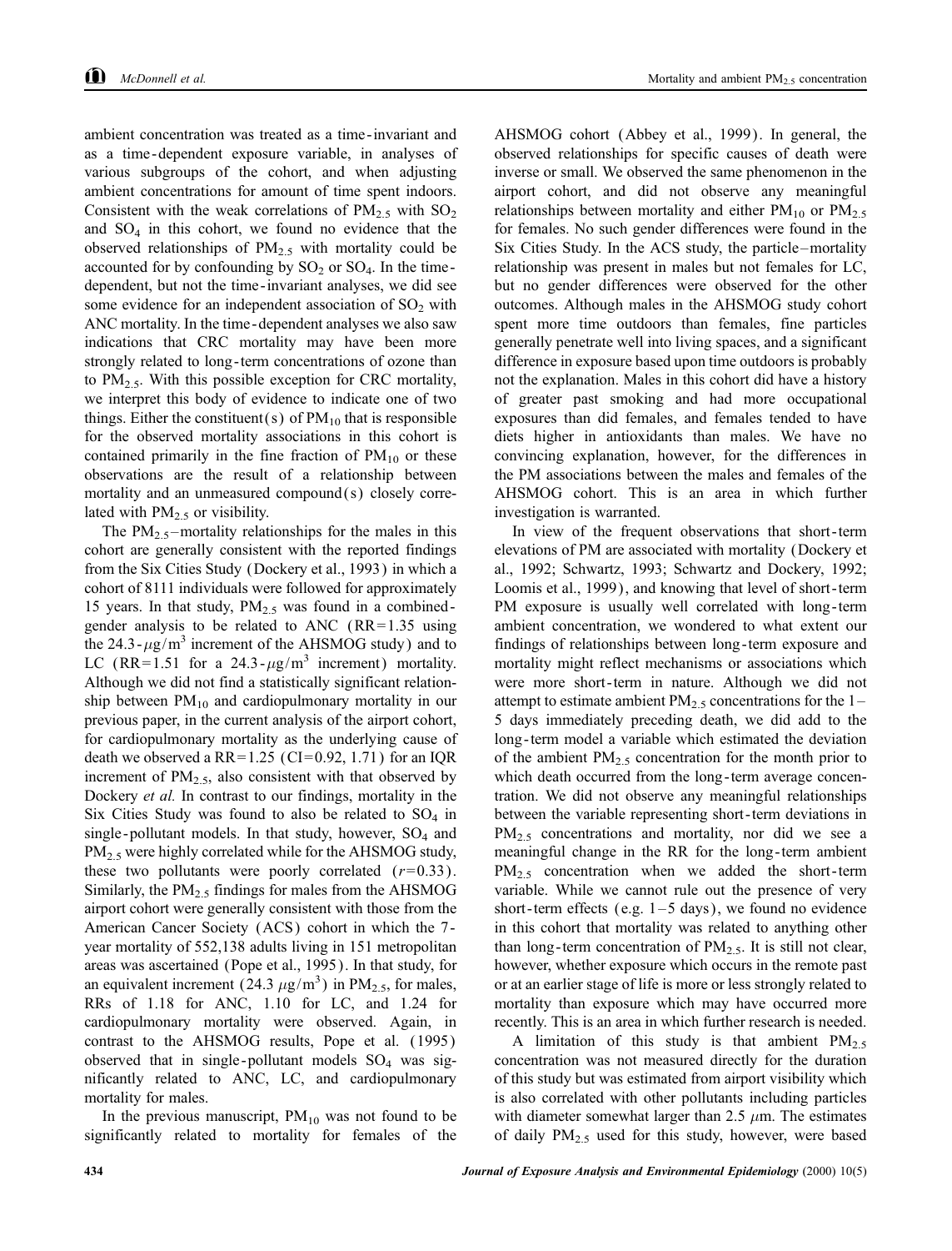ambient concentration was treated as a time-invariant and as a time-dependent exposure variable, in analyses of various subgroups of the cohort, and when adjusting ambient concentrations for amount of time spent indoors. Consistent with the weak correlations of $PM_{2.5}$ with $SO_2$ and $SO_4$ in this cohort, we found no evidence that the observed relationships of $PM_{2.5}$ with mortality could be accounted for by confounding by $SO_2$ or $SO_4$. In the time-dependent, but not the time-invariant analyses, we did see some evidence for an independent association of $SO_2$ with ANC mortality. In the time-dependent analyses we also saw indications that CRC mortality may have been more strongly related to long-term concentrations of ozone than to $PM_{2.5}$. With this possible exception for CRC mortality, we interpret this body of evidence to indicate one of two things. Either the constituent(s) of $PM_{10}$ that is responsible for the observed mortality associations in this cohort is contained primarily in the fine fraction of $PM_{10}$ or these observations are the result of a relationship between mortality and an unmeasured compound(s) closely correlated with $PM_{2.5}$ or visibility.

The $PM_{2.5}$–mortality relationships for the males in this cohort are generally consistent with the reported findings from the Six Cities Study (Dockery et al., 1993) in which a cohort of 8111 individuals were followed for approximately 15 years. In that study, $PM_{2.5}$ was found in a combined-gender analysis to be related to ANC (RR=1.35 using the 24.3-$\mu g/m^3$ increment of the AHSMOG study) and to LC (RR=1.51 for a 24.3-$\mu g/m^3$ increment) mortality. Although we did not find a statistically significant relationship between $PM_{10}$ and cardiopulmonary mortality in our previous paper, in the current analysis of the airport cohort, for cardiopulmonary mortality as the underlying cause of death we observed a RR=1.25 (CI=0.92, 1.71) for an IQR increment of $PM_{2.5}$, also consistent with that observed by Dockery *et al.* In contrast to our findings, mortality in the Six Cities Study was found to also be related to $SO_4$ in single-pollutant models. In that study, however, $SO_4$ and $PM_{2.5}$ were highly correlated while for the AHSMOG study, these two pollutants were poorly correlated ($r$=0.33). Similarly, the $PM_{2.5}$ findings for males from the AHSMOG airport cohort were generally consistent with those from the American Cancer Society (ACS) cohort in which the 7-year mortality of 552,138 adults living in 151 metropolitan areas was ascertained (Pope et al., 1995). In that study, for an equivalent increment (24.3 $\mu g/m^3$) in $PM_{2.5}$, for males, RRs of 1.18 for ANC, 1.10 for LC, and 1.24 for cardiopulmonary mortality were observed. Again, in contrast to the AHSMOG results, Pope et al. (1995) observed that in single-pollutant models $SO_4$ was significantly related to ANC, LC, and cardiopulmonary mortality for males.

In the previous manuscript, $PM_{10}$ was not found to be significantly related to mortality for females of the AHSMOG cohort (Abbey et al., 1999). In general, the observed relationships for specific causes of death were inverse or small. We observed the same phenomenon in the airport cohort, and did not observe any meaningful relationships between mortality and either $PM_{10}$ or $PM_{2.5}$ for females. No such gender differences were found in the Six Cities Study. In the ACS study, the particle–mortality relationship was present in males but not females for LC, but no gender differences were observed for the other outcomes. Although males in the AHSMOG study cohort spent more time outdoors than females, fine particles generally penetrate well into living spaces, and a significant difference in exposure based upon time outdoors is probably not the explanation. Males in this cohort did have a history of greater past smoking and had more occupational exposures than did females, and females tended to have diets higher in antioxidants than males. We have no convincing explanation, however, for the differences in the PM associations between the males and females of the AHSMOG cohort. This is an area in which further investigation is warranted.

In view of the frequent observations that short-term elevations of PM are associated with mortality (Dockery et al., 1992; Schwartz, 1993; Schwartz and Dockery, 1992; Loomis et al., 1999), and knowing that level of short-term PM exposure is usually well correlated with long-term ambient concentration, we wondered to what extent our findings of relationships between long-term exposure and mortality might reflect mechanisms or associations which were more short-term in nature. Although we did not attempt to estimate ambient $PM_{2.5}$ concentrations for the 1–5 days immediately preceding death, we did add to the long-term model a variable which estimated the deviation of the ambient $PM_{2.5}$ concentration for the month prior to which death occurred from the long-term average concentration. We did not observe any meaningful relationships between the variable representing short-term deviations in $PM_{2.5}$ concentrations and mortality, nor did we see a meaningful change in the RR for the long-term ambient $PM_{2.5}$ concentration when we added the short-term variable. While we cannot rule out the presence of very short-term effects (e.g. 1–5 days), we found no evidence in this cohort that mortality was related to anything other than long-term concentration of $PM_{2.5}$. It is still not clear, however, whether exposure which occurs in the remote past or at an earlier stage of life is more or less strongly related to mortality than exposure which may have occurred more recently. This is an area in which further research is needed.

A limitation of this study is that ambient $PM_{2.5}$ concentration was not measured directly for the duration of this study but was estimated from airport visibility which is also correlated with other pollutants including particles with diameter somewhat larger than 2.5 $\mu$m. The estimates of daily $PM_{2.5}$ used for this study, however, were based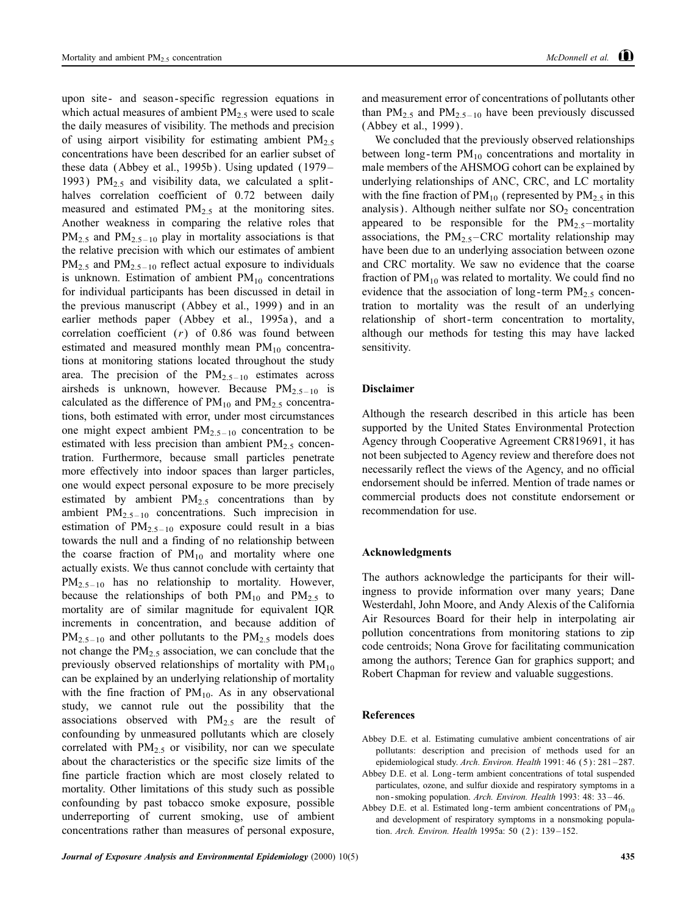upon site- and season-specific regression equations in which actual measures of ambient $PM_{2.5}$ were used to scale the daily measures of visibility. The methods and precision of using airport visibility for estimating ambient $PM_{2.5}$ concentrations have been described for an earlier subset of these data (Abbey et al., 1995b). Using updated (1979–1993) $PM_{2.5}$ and visibility data, we calculated a split-halves correlation coefficient of 0.72 between daily measured and estimated $PM_{2.5}$ at the monitoring sites. Another weakness in comparing the relative roles that $PM_{2.5}$ and $PM_{2.5-10}$ play in mortality associations is that the relative precision with which our estimates of ambient $PM_{2.5}$ and $PM_{2.5-10}$ reflect actual exposure to individuals is unknown. Estimation of ambient $PM_{10}$ concentrations for individual participants has been discussed in detail in the previous manuscript (Abbey et al., 1999) and in an earlier methods paper (Abbey et al., 1995a), and a correlation coefficient ($r$) of 0.86 was found between estimated and measured monthly mean $PM_{10}$ concentrations at monitoring stations located throughout the study area. The precision of the $PM_{2.5-10}$ estimates across airsheds is unknown, however. Because $PM_{2.5-10}$ is calculated as the difference of $PM_{10}$ and $PM_{2.5}$ concentrations, both estimated with error, under most circumstances one might expect ambient $PM_{2.5-10}$ concentration to be estimated with less precision than ambient $PM_{2.5}$ concentration. Furthermore, because small particles penetrate more effectively into indoor spaces than larger particles, one would expect personal exposure to be more precisely estimated by ambient $PM_{2.5}$ concentrations than by ambient $PM_{2.5-10}$ concentrations. Such imprecision in estimation of $PM_{2.5-10}$ exposure could result in a bias towards the null and a finding of no relationship between the coarse fraction of $PM_{10}$ and mortality where one actually exists. We thus cannot conclude with certainty that $PM_{2.5-10}$ has no relationship to mortality. However, because the relationships of both $PM_{10}$ and $PM_{2.5}$ to mortality are of similar magnitude for equivalent IQR increments in concentration, and because addition of $PM_{2.5-10}$ and other pollutants to the $PM_{2.5}$ models does not change the $PM_{2.5}$ association, we can conclude that the previously observed relationships of mortality with $PM_{10}$ can be explained by an underlying relationship of mortality with the fine fraction of $PM_{10}$. As in any observational study, we cannot rule out the possibility that the associations observed with $PM_{2.5}$ are the result of confounding by unmeasured pollutants which are closely correlated with $PM_{2.5}$ or visibility, nor can we speculate about the characteristics or the specific size limits of the fine particle fraction which are most closely related to mortality. Other limitations of this study such as possible confounding by past tobacco smoke exposure, possible underreporting of current smoking, use of ambient concentrations rather than measures of personal exposure, and measurement error of concentrations of pollutants other than $PM_{2.5}$ and $PM_{2.5-10}$ have been previously discussed (Abbey et al., 1999).

We concluded that the previously observed relationships between long-term $PM_{10}$ concentrations and mortality in male members of the AHSMOG cohort can be explained by underlying relationships of ANC, CRC, and LC mortality with the fine fraction of $PM_{10}$ (represented by $PM_{2.5}$ in this analysis). Although neither sulfate nor $SO_2$ concentration appeared to be responsible for the $PM_{2.5}$–mortality associations, the $PM_{2.5}$–CRC mortality relationship may have been due to an underlying association between ozone and CRC mortality. We saw no evidence that the coarse fraction of $PM_{10}$ was related to mortality. We could find no evidence that the association of long-term $PM_{2.5}$ concentration to mortality was the result of an underlying relationship of short-term concentration to mortality, although our methods for testing this may have lacked sensitivity.

## Disclaimer

Although the research described in this article has been supported by the United States Environmental Protection Agency through Cooperative Agreement CR819691, it has not been subjected to Agency review and therefore does not necessarily reflect the views of the Agency, and no official endorsement should be inferred. Mention of trade names or commercial products does not constitute endorsement or recommendation for use.

## Acknowledgments

The authors acknowledge the participants for their willingness to provide information over many years; Dane Westerdahl, John Moore, and Andy Alexis of the California Air Resources Board for their help in interpolating air pollution concentrations from monitoring stations to zip code centroids; Nona Grove for facilitating communication among the authors; Terence Gan for graphics support; and Robert Chapman for review and valuable suggestions.

## References

Abbey D.E. et al. Estimating cumulative ambient concentrations of air pollutants: description and precision of methods used for an epidemiological study. *Arch. Environ. Health* 1991: 46 (5): 281–287.

Abbey D.E. et al. Long-term ambient concentrations of total suspended particulates, ozone, and sulfur dioxide and respiratory symptoms in a non-smoking population. *Arch. Environ. Health* 1993: 48: 33–46.

Abbey D.E. et al. Estimated long-term ambient concentrations of $PM_{10}$ and development of respiratory symptoms in a nonsmoking population. *Arch. Environ. Health* 1995a: 50 (2): 139–152.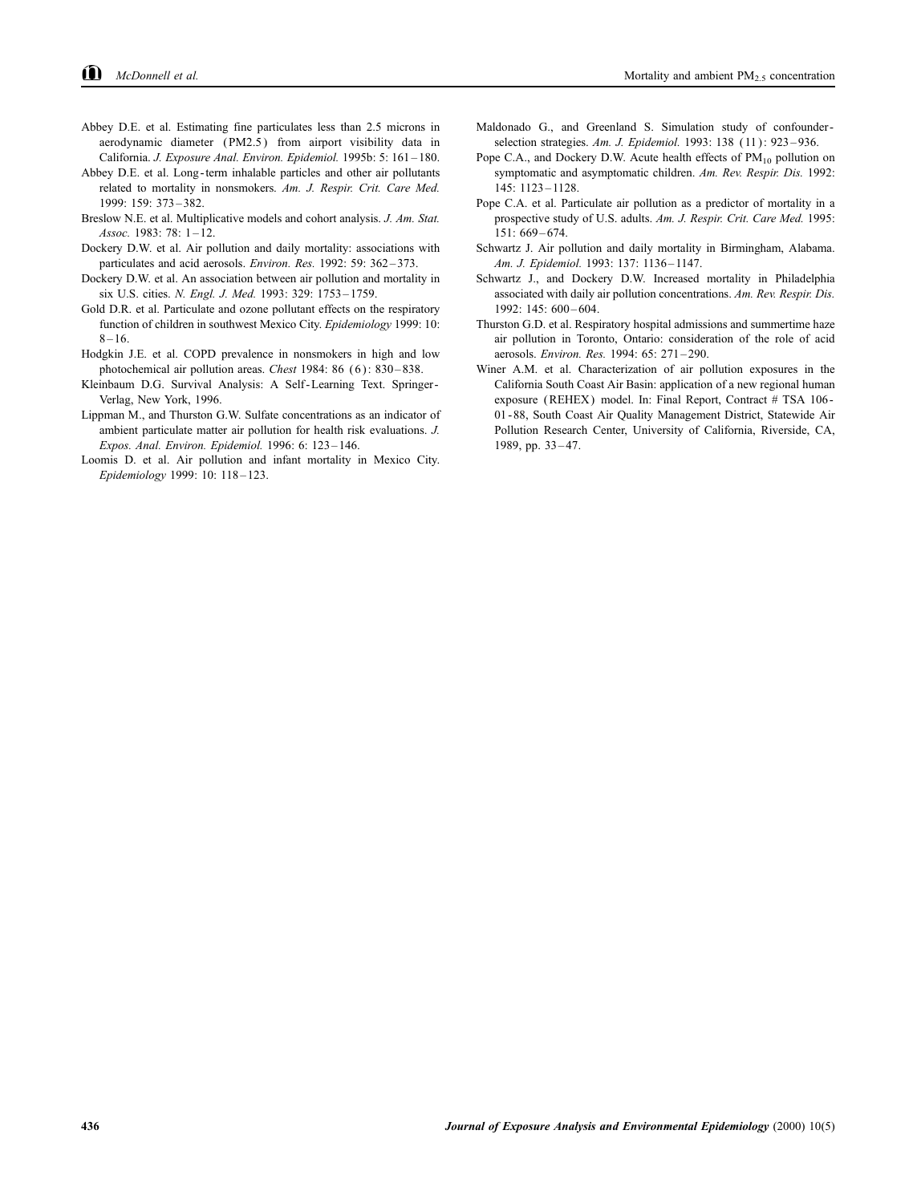Abbey D.E. et al. Estimating fine particulates less than 2.5 microns in aerodynamic diameter (PM2.5) from airport visibility data in California. *J. Exposure Anal. Environ. Epidemiol.* 1995b: 5: 161–180.

Abbey D.E. et al. Long-term inhalable particles and other air pollutants related to mortality in nonsmokers. *Am. J. Respir. Crit. Care Med.* 1999: 159: 373–382.

Breslow N.E. et al. Multiplicative models and cohort analysis. *J. Am. Stat. Assoc.* 1983: 78: 1–12.

Dockery D.W. et al. Air pollution and daily mortality: associations with particulates and acid aerosols. *Environ. Res.* 1992: 59: 362–373.

Dockery D.W. et al. An association between air pollution and mortality in six U.S. cities. *N. Engl. J. Med.* 1993: 329: 1753–1759.

Gold D.R. et al. Particulate and ozone pollutant effects on the respiratory function of children in southwest Mexico City. *Epidemiology* 1999: 10: 8–16.

Hodgkin J.E. et al. COPD prevalence in nonsmokers in high and low photochemical air pollution areas. *Chest* 1984: 86 (6): 830–838.

Kleinbaum D.G. Survival Analysis: A Self-Learning Text. Springer-Verlag, New York, 1996.

Lippman M., and Thurston G.W. Sulfate concentrations as an indicator of ambient particulate matter air pollution for health risk evaluations. *J. Expos. Anal. Environ. Epidemiol.* 1996: 6: 123–146.

Loomis D. et al. Air pollution and infant mortality in Mexico City. *Epidemiology* 1999: 10: 118–123.

Maldonado G., and Greenland S. Simulation study of confounder-selection strategies. *Am. J. Epidemiol.* 1993: 138 (11): 923–936.

Pope C.A., and Dockery D.W. Acute health effects of $PM_{10}$ pollution on symptomatic and asymptomatic children. *Am. Rev. Respir. Dis.* 1992: 145: 1123–1128.

Pope C.A. et al. Particulate air pollution as a predictor of mortality in a prospective study of U.S. adults. *Am. J. Respir. Crit. Care Med.* 1995: 151: 669–674.

Schwartz J. Air pollution and daily mortality in Birmingham, Alabama. *Am. J. Epidemiol.* 1993: 137: 1136–1147.

Schwartz J., and Dockery D.W. Increased mortality in Philadelphia associated with daily air pollution concentrations. *Am. Rev. Respir. Dis.* 1992: 145: 600–604.

Thurston G.D. et al. Respiratory hospital admissions and summertime haze air pollution in Toronto, Ontario: consideration of the role of acid aerosols. *Environ. Res.* 1994: 65: 271–290.

Winer A.M. et al. Characterization of air pollution exposures in the California South Coast Air Basin: application of a new regional human exposure (REHEX) model. In: Final Report, Contract # TSA 106-01-88, South Coast Air Quality Management District, Statewide Air Pollution Research Center, University of California, Riverside, CA, 1989, pp. 33–47.